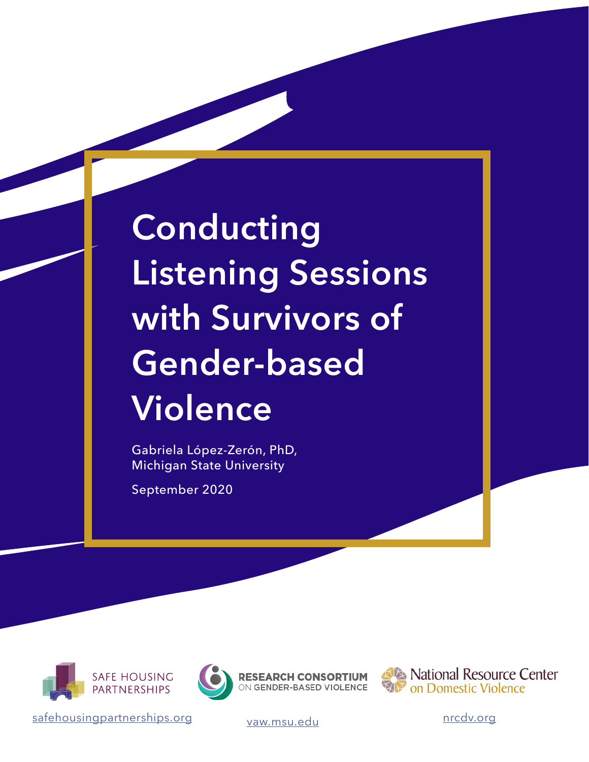# Conducting Listening Sessions with Survivors of Gender-based Violence

Gabriela López-Zerón, PhD,
Michigan State University

September 2020

SAFE HOUSING PARTNERSHIPS

RESEARCH CONSORTIUM ON GENDER-BASED VIOLENCE

National Resource Center on Domestic Violence

safehousingpartnerships.org

vaw.msu.edu

nrcdv.org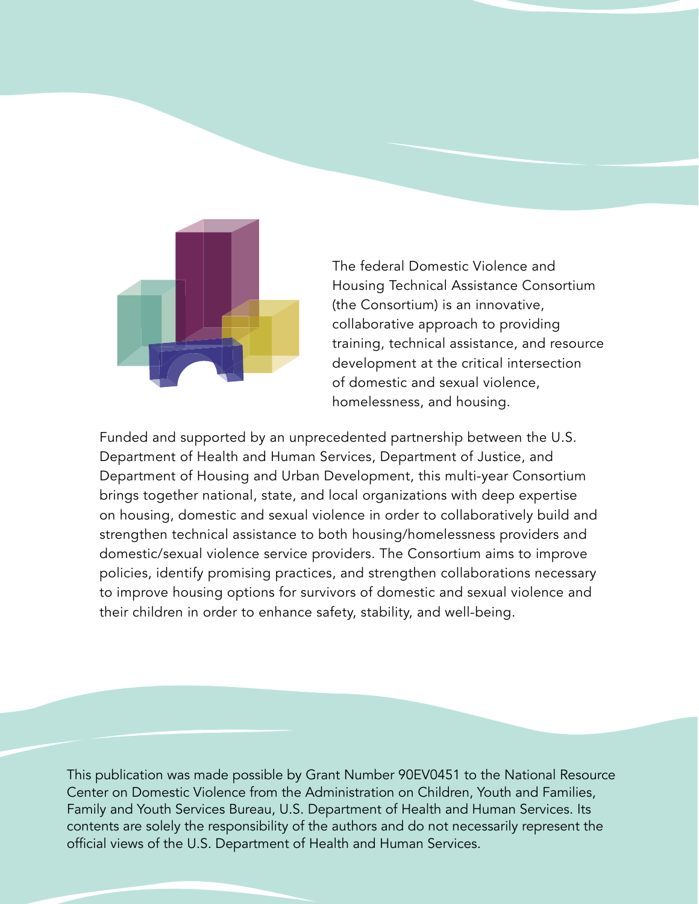The federal Domestic Violence and Housing Technical Assistance Consortium (the Consortium) is an innovative, collaborative approach to providing training, technical assistance, and resource development at the critical intersection of domestic and sexual violence, homelessness, and housing.

Funded and supported by an unprecedented partnership between the U.S. Department of Health and Human Services, Department of Justice, and Department of Housing and Urban Development, this multi-year Consortium brings together national, state, and local organizations with deep expertise on housing, domestic and sexual violence in order to collaboratively build and strengthen technical assistance to both housing/homelessness providers and domestic/sexual violence service providers. The Consortium aims to improve policies, identify promising practices, and strengthen collaborations necessary to improve housing options for survivors of domestic and sexual violence and their children in order to enhance safety, stability, and well-being.

This publication was made possible by Grant Number 90EV0451 to the National Resource Center on Domestic Violence from the Administration on Children, Youth and Families, Family and Youth Services Bureau, U.S. Department of Health and Human Services. Its contents are solely the responsibility of the authors and do not necessarily represent the official views of the U.S. Department of Health and Human Services.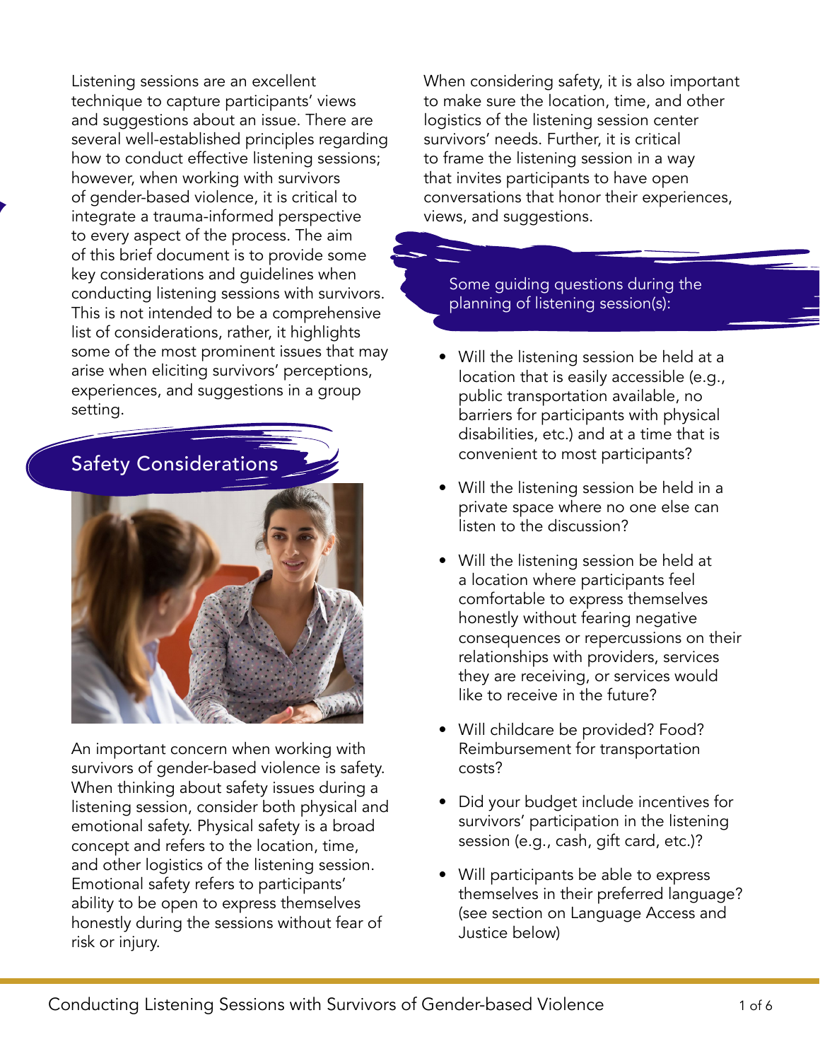Listening sessions are an excellent technique to capture participants' views and suggestions about an issue. There are several well-established principles regarding how to conduct effective listening sessions; however, when working with survivors of gender-based violence, it is critical to integrate a trauma-informed perspective to every aspect of the process. The aim of this brief document is to provide some key considerations and guidelines when conducting listening sessions with survivors. This is not intended to be a comprehensive list of considerations, rather, it highlights some of the most prominent issues that may arise when eliciting survivors' perceptions, experiences, and suggestions in a group setting.

## Safety Considerations

An important concern when working with survivors of gender-based violence is safety. When thinking about safety issues during a listening session, consider both physical and emotional safety. Physical safety is a broad concept and refers to the location, time, and other logistics of the listening session. Emotional safety refers to participants' ability to be open to express themselves honestly during the sessions without fear of risk or injury.

When considering safety, it is also important to make sure the location, time, and other logistics of the listening session center survivors' needs. Further, it is critical to frame the listening session in a way that invites participants to have open conversations that honor their experiences, views, and suggestions.

### Some guiding questions during the planning of listening session(s):

- Will the listening session be held at a location that is easily accessible (e.g., public transportation available, no barriers for participants with physical disabilities, etc.) and at a time that is convenient to most participants?
- Will the listening session be held in a private space where no one else can listen to the discussion?
- Will the listening session be held at a location where participants feel comfortable to express themselves honestly without fearing negative consequences or repercussions on their relationships with providers, services they are receiving, or services would like to receive in the future?
- Will childcare be provided? Food? Reimbursement for transportation costs?
- Did your budget include incentives for survivors' participation in the listening session (e.g., cash, gift card, etc.)?
- Will participants be able to express themselves in their preferred language? (see section on Language Access and Justice below)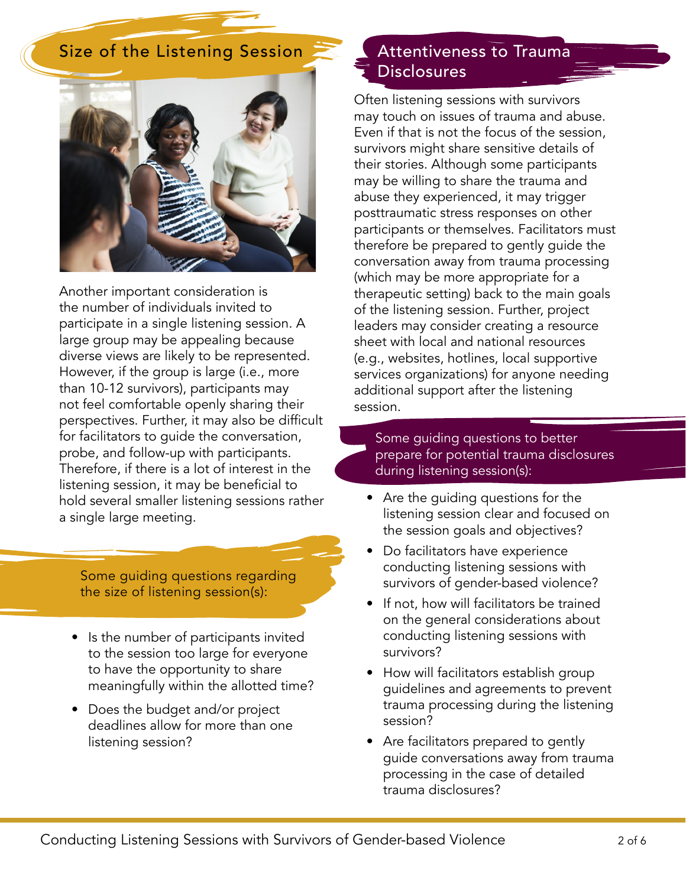## Size of the Listening Session

Another important consideration is the number of individuals invited to participate in a single listening session. A large group may be appealing because diverse views are likely to be represented. However, if the group is large (i.e., more than 10-12 survivors), participants may not feel comfortable openly sharing their perspectives. Further, it may also be difficult for facilitators to guide the conversation, probe, and follow-up with participants. Therefore, if there is a lot of interest in the listening session, it may be beneficial to hold several smaller listening sessions rather a single large meeting.

Some guiding questions regarding the size of listening session(s):

- Is the number of participants invited to the session too large for everyone to have the opportunity to share meaningfully within the allotted time?
- Does the budget and/or project deadlines allow for more than one listening session?

## Attentiveness to Trauma Disclosures

Often listening sessions with survivors may touch on issues of trauma and abuse. Even if that is not the focus of the session, survivors might share sensitive details of their stories. Although some participants may be willing to share the trauma and abuse they experienced, it may trigger posttraumatic stress responses on other participants or themselves. Facilitators must therefore be prepared to gently guide the conversation away from trauma processing (which may be more appropriate for a therapeutic setting) back to the main goals of the listening session. Further, project leaders may consider creating a resource sheet with local and national resources (e.g., websites, hotlines, local supportive services organizations) for anyone needing additional support after the listening session.

Some guiding questions to better prepare for potential trauma disclosures during listening session(s):

- Are the guiding questions for the listening session clear and focused on the session goals and objectives?
- Do facilitators have experience conducting listening sessions with survivors of gender-based violence?
- If not, how will facilitators be trained on the general considerations about conducting listening sessions with survivors?
- How will facilitators establish group guidelines and agreements to prevent trauma processing during the listening session?
- Are facilitators prepared to gently guide conversations away from trauma processing in the case of detailed trauma disclosures?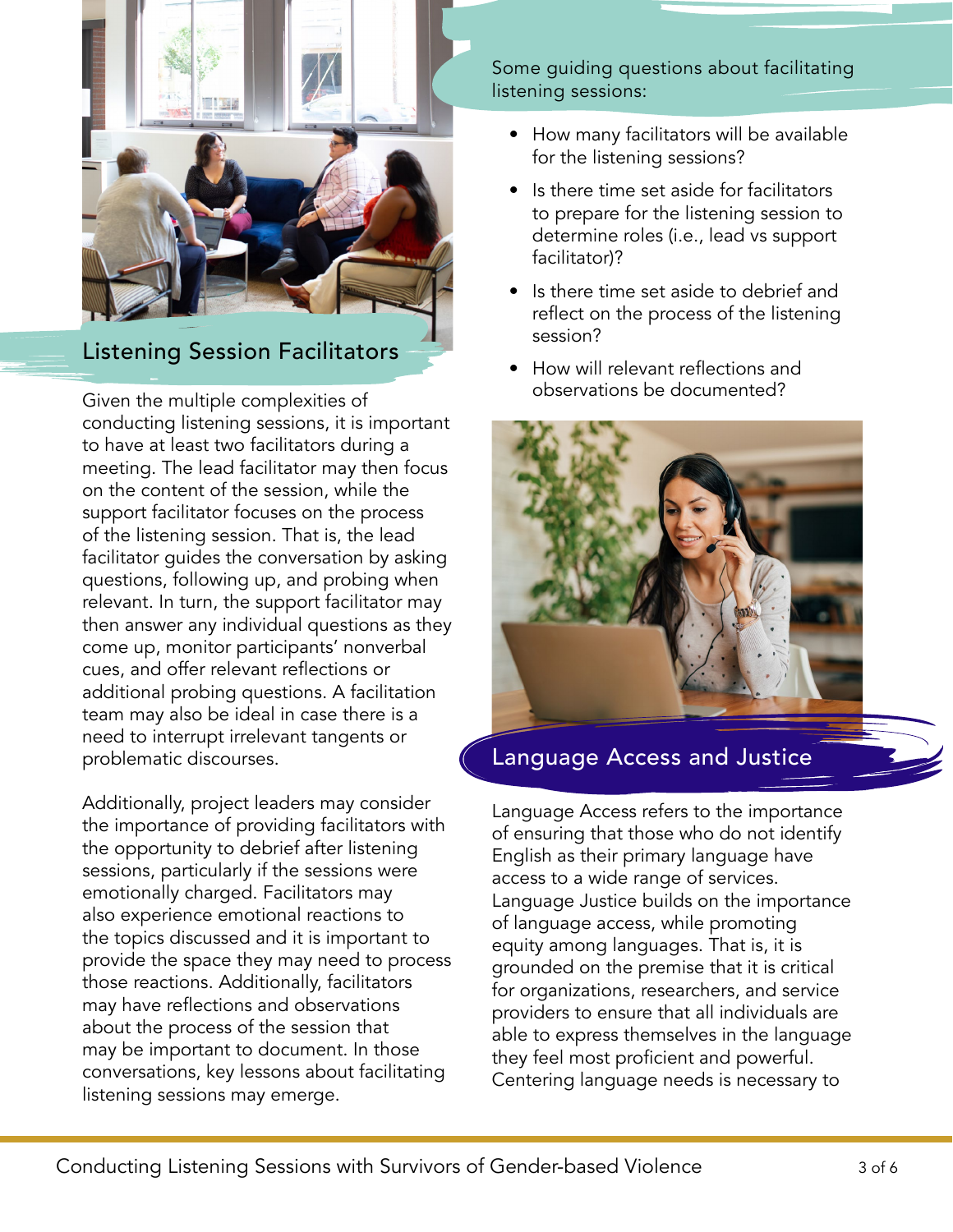## Listening Session Facilitators

Given the multiple complexities of conducting listening sessions, it is important to have at least two facilitators during a meeting. The lead facilitator may then focus on the content of the session, while the support facilitator focuses on the process of the listening session. That is, the lead facilitator guides the conversation by asking questions, following up, and probing when relevant. In turn, the support facilitator may then answer any individual questions as they come up, monitor participants' nonverbal cues, and offer relevant reflections or additional probing questions. A facilitation team may also be ideal in case there is a need to interrupt irrelevant tangents or problematic discourses.

Additionally, project leaders may consider the importance of providing facilitators with the opportunity to debrief after listening sessions, particularly if the sessions were emotionally charged. Facilitators may also experience emotional reactions to the topics discussed and it is important to provide the space they may need to process those reactions. Additionally, facilitators may have reflections and observations about the process of the session that may be important to document. In those conversations, key lessons about facilitating listening sessions may emerge.

Some guiding questions about facilitating listening sessions:

- How many facilitators will be available for the listening sessions?
- Is there time set aside for facilitators to prepare for the listening session to determine roles (i.e., lead vs support facilitator)?
- Is there time set aside to debrief and reflect on the process of the listening session?
- How will relevant reflections and observations be documented?

## Language Access and Justice

Language Access refers to the importance of ensuring that those who do not identify English as their primary language have access to a wide range of services. Language Justice builds on the importance of language access, while promoting equity among languages. That is, it is grounded on the premise that it is critical for organizations, researchers, and service providers to ensure that all individuals are able to express themselves in the language they feel most proficient and powerful. Centering language needs is necessary to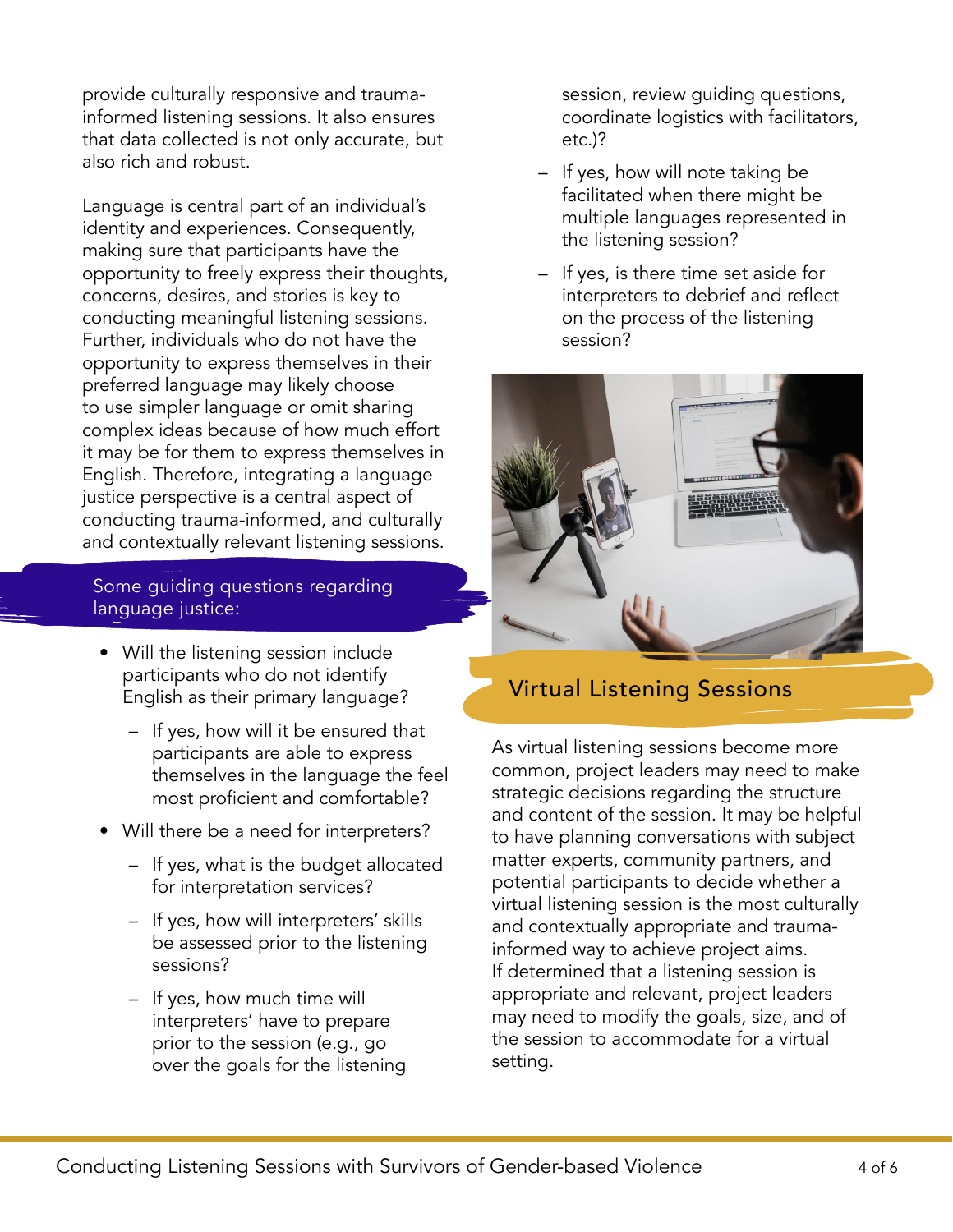provide culturally responsive and trauma-informed listening sessions. It also ensures that data collected is not only accurate, but also rich and robust.

Language is central part of an individual's identity and experiences. Consequently, making sure that participants have the opportunity to freely express their thoughts, concerns, desires, and stories is key to conducting meaningful listening sessions. Further, individuals who do not have the opportunity to express themselves in their preferred language may likely choose to use simpler language or omit sharing complex ideas because of how much effort it may be for them to express themselves in English. Therefore, integrating a language justice perspective is a central aspect of conducting trauma-informed, and culturally and contextually relevant listening sessions.

### Some guiding questions regarding language justice:

- Will the listening session include participants who do not identify English as their primary language?
  - If yes, how will it be ensured that participants are able to express themselves in the language the feel most proficient and comfortable?
- Will there be a need for interpreters?
  - If yes, what is the budget allocated for interpretation services?
  - If yes, how will interpreters' skills be assessed prior to the listening sessions?
  - If yes, how much time will interpreters' have to prepare prior to the session (e.g., go over the goals for the listening session, review guiding questions, coordinate logistics with facilitators, etc.)?
  - If yes, how will note taking be facilitated when there might be multiple languages represented in the listening session?
  - If yes, is there time set aside for interpreters to debrief and reflect on the process of the listening session?

## Virtual Listening Sessions

As virtual listening sessions become more common, project leaders may need to make strategic decisions regarding the structure and content of the session. It may be helpful to have planning conversations with subject matter experts, community partners, and potential participants to decide whether a virtual listening session is the most culturally and contextually appropriate and trauma-informed way to achieve project aims. If determined that a listening session is appropriate and relevant, project leaders may need to modify the goals, size, and of the session to accommodate for a virtual setting.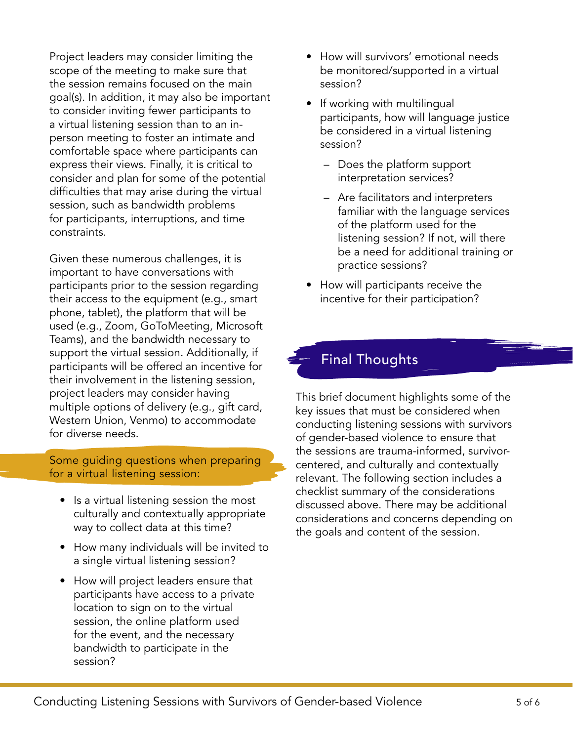Project leaders may consider limiting the scope of the meeting to make sure that the session remains focused on the main goal(s). In addition, it may also be important to consider inviting fewer participants to a virtual listening session than to an in-person meeting to foster an intimate and comfortable space where participants can express their views. Finally, it is critical to consider and plan for some of the potential difficulties that may arise during the virtual session, such as bandwidth problems for participants, interruptions, and time constraints.

Given these numerous challenges, it is important to have conversations with participants prior to the session regarding their access to the equipment (e.g., smart phone, tablet), the platform that will be used (e.g., Zoom, GoToMeeting, Microsoft Teams), and the bandwidth necessary to support the virtual session. Additionally, if participants will be offered an incentive for their involvement in the listening session, project leaders may consider having multiple options of delivery (e.g., gift card, Western Union, Venmo) to accommodate for diverse needs.

### Some guiding questions when preparing for a virtual listening session:

- Is a virtual listening session the most culturally and contextually appropriate way to collect data at this time?
- How many individuals will be invited to a single virtual listening session?
- How will project leaders ensure that participants have access to a private location to sign on to the virtual session, the online platform used for the event, and the necessary bandwidth to participate in the session?
- How will survivors' emotional needs be monitored/supported in a virtual session?
- If working with multilingual participants, how will language justice be considered in a virtual listening session?
  - Does the platform support interpretation services?
  - Are facilitators and interpreters familiar with the language services of the platform used for the listening session? If not, will there be a need for additional training or practice sessions?
- How will participants receive the incentive for their participation?

## Final Thoughts

This brief document highlights some of the key issues that must be considered when conducting listening sessions with survivors of gender-based violence to ensure that the sessions are trauma-informed, survivor-centered, and culturally and contextually relevant. The following section includes a checklist summary of the considerations discussed above. There may be additional considerations and concerns depending on the goals and content of the session.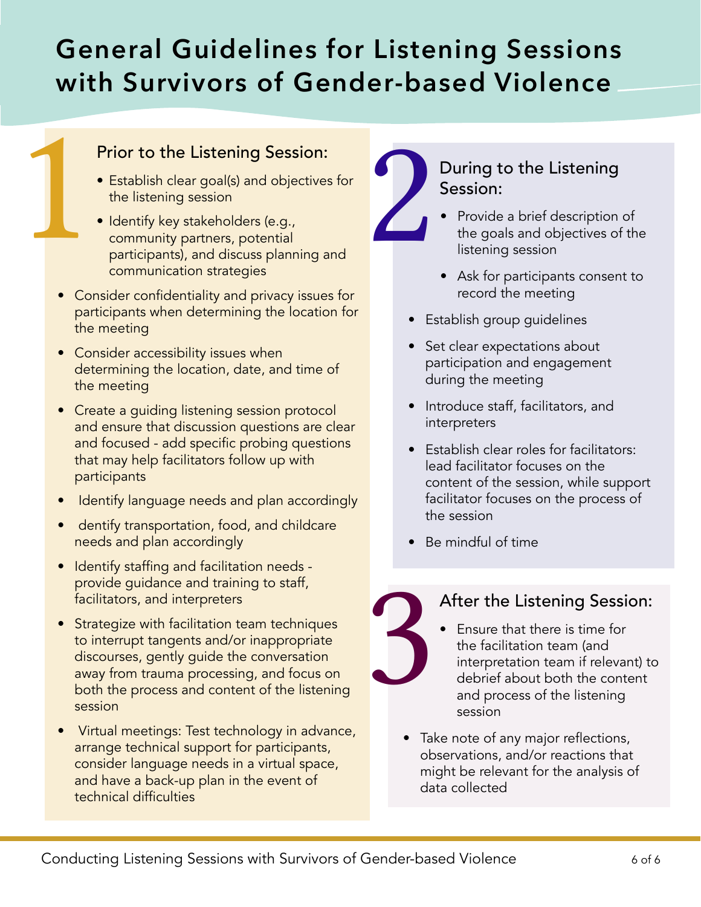# General Guidelines for Listening Sessions with Survivors of Gender-based Violence

## 1 Prior to the Listening Session:

- Establish clear goal(s) and objectives for the listening session
- Identify key stakeholders (e.g., community partners, potential participants), and discuss planning and communication strategies
- Consider confidentiality and privacy issues for participants when determining the location for the meeting
- Consider accessibility issues when determining the location, date, and time of the meeting
- Create a guiding listening session protocol and ensure that discussion questions are clear and focused - add specific probing questions that may help facilitators follow up with participants
- Identify language needs and plan accordingly
- dentify transportation, food, and childcare needs and plan accordingly
- Identify staffing and facilitation needs - provide guidance and training to staff, facilitators, and interpreters
- Strategize with facilitation team techniques to interrupt tangents and/or inappropriate discourses, gently guide the conversation away from trauma processing, and focus on both the process and content of the listening session
- Virtual meetings: Test technology in advance, arrange technical support for participants, consider language needs in a virtual space, and have a back-up plan in the event of technical difficulties

## 2 During to the Listening Session:

- Provide a brief description of the goals and objectives of the listening session
- Ask for participants consent to record the meeting
- Establish group guidelines
- Set clear expectations about participation and engagement during the meeting
- Introduce staff, facilitators, and interpreters
- Establish clear roles for facilitators: lead facilitator focuses on the content of the session, while support facilitator focuses on the process of the session
- Be mindful of time

## 3 After the Listening Session:

- Ensure that there is time for the facilitation team (and interpretation team if relevant) to debrief about both the content and process of the listening session
- Take note of any major reflections, observations, and/or reactions that might be relevant for the analysis of data collected